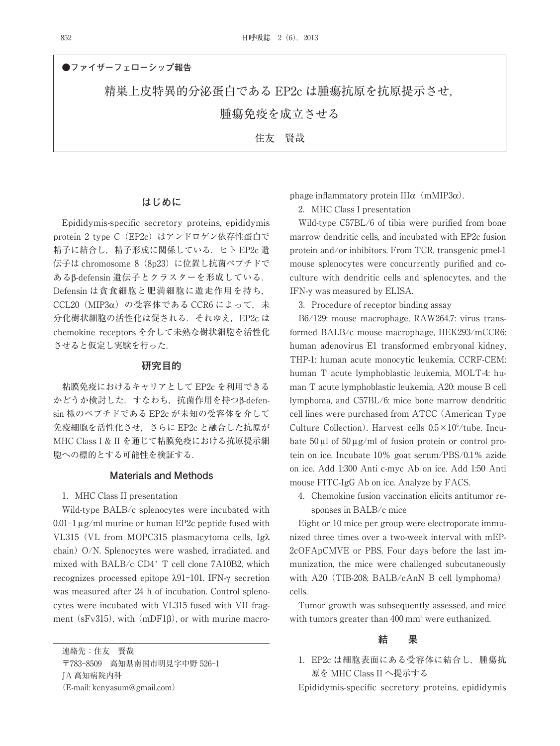●ファイザーフェローシップ報告

# 精巣上皮特異的分泌蛋白である EP2c は腫瘍抗原を抗原提示させ，腫瘍免疫を成立させる

住友　賢哉

## はじめに

Epididymis-specific secretory proteins, epididymis protein 2 type C（EP2c）はアンドロゲン依存性蛋白で精子に結合し，精子形成に関係している．ヒト EP2c 遺伝子は chromosome 8（8p23）に位置し抗菌ペプチドであるβ-defensin 遺伝子とクラスターを形成している．Defensin は貪食細胞と肥満細胞に遊走作用を持ち，CCL20（MIP3α）の受容体である CCR6 によって，未分化樹状細胞の活性化は促される．それゆえ，EP2c は chemokine receptors を介して未熟な樹状細胞を活性化させると仮定し実験を行った．

## 研究目的

粘膜免疫におけるキャリアとして EP2c を利用できるかどうか検討した．すなわち，抗菌作用を持つβ-defensin 様のペプチドである EP2c が未知の受容体を介して免疫細胞を活性化させ，さらに EP2c と融合した抗原が MHC Class I & II を通じて粘膜免疫における抗原提示細胞への標的とする可能性を検証する．

## Materials and Methods

1. MHC Class II presentation

Wild-type BALB/c splenocytes were incubated with 0.01-1 μg/ml murine or human EP2c peptide fused with VL315（VL from MOPC315 plasmacytoma cells, Igλ chain）O/N. Splenocytes were washed, irradiated, and mixed with BALB/c $CD4^+$ T cell clone 7A10B2, which recognizes processed epitope λ91-101. IFN-γ secretion was measured after 24 h of incubation. Control splenocytes were incubated with VL315 fused with VH fragment（sFv315）, with（mDF1β）, or with murine macrophage inflammatory protein IIIα（mMIP3α）.

2. MHC Class I presentation

Wild-type C57BL/6 of tibia were purified from bone marrow dendritic cells, and incubated with EP2c fusion protein and/or inhibitors. From TCR, transgenic pmel-1 mouse splenocytes were concurrently purified and co-culture with dendritic cells and splenocytes, and the IFN-γ was measured by ELISA.

3. Procedure of receptor binding assay

B6/129: mouse macrophage, RAW264.7: virus transformed BALB/c mouse macrophage, HEK293/mCCR6: human adenovirus E1 transformed embryonal kidney, THP-1: human acute monocytic leukemia, CCRF-CEM: human T acute lymphoblastic leukemia, MOLT-4: human T acute lymphoblastic leukemia, A20: mouse B cell lymphoma, and C57BL/6: mice bone marrow dendritic cell lines were purchased from ATCC（American Type Culture Collection）. Harvest cells $0.5 \times 10^6$/tube. Incubate 50 μl of 50 μg/ml of fusion protein or control protein on ice. Incubate 10% goat serum/PBS/0.1% azide on ice. Add 1:300 Anti c-myc Ab on ice. Add 1:50 Anti mouse FITC-IgG Ab on ice. Analyze by FACS.

4. Chemokine fusion vaccination elicits antitumor responses in BALB/c mice

Eight or 10 mice per group were electroporate immunized three times over a two-week interval with mEP-2cOFApCMVE or PBS. Four days before the last immunization, the mice were challenged subcutaneously with A20（TIB-208; BALB/cAnN B cell lymphoma）cells.

Tumor growth was subsequently assessed, and mice with tumors greater than 400 $mm^2$ were euthanized.

## 結　果

1. EP2c は細胞表面にある受容体に結合し，腫瘍抗原を MHC Class II へ提示する

Epididymis-specific secretory proteins, epididymis

連絡先：住友　賢哉
〒783-8509　高知県南国市明見字中野 526-1
JA 高知病院内科
（E-mail: kenyasum@gmail.com）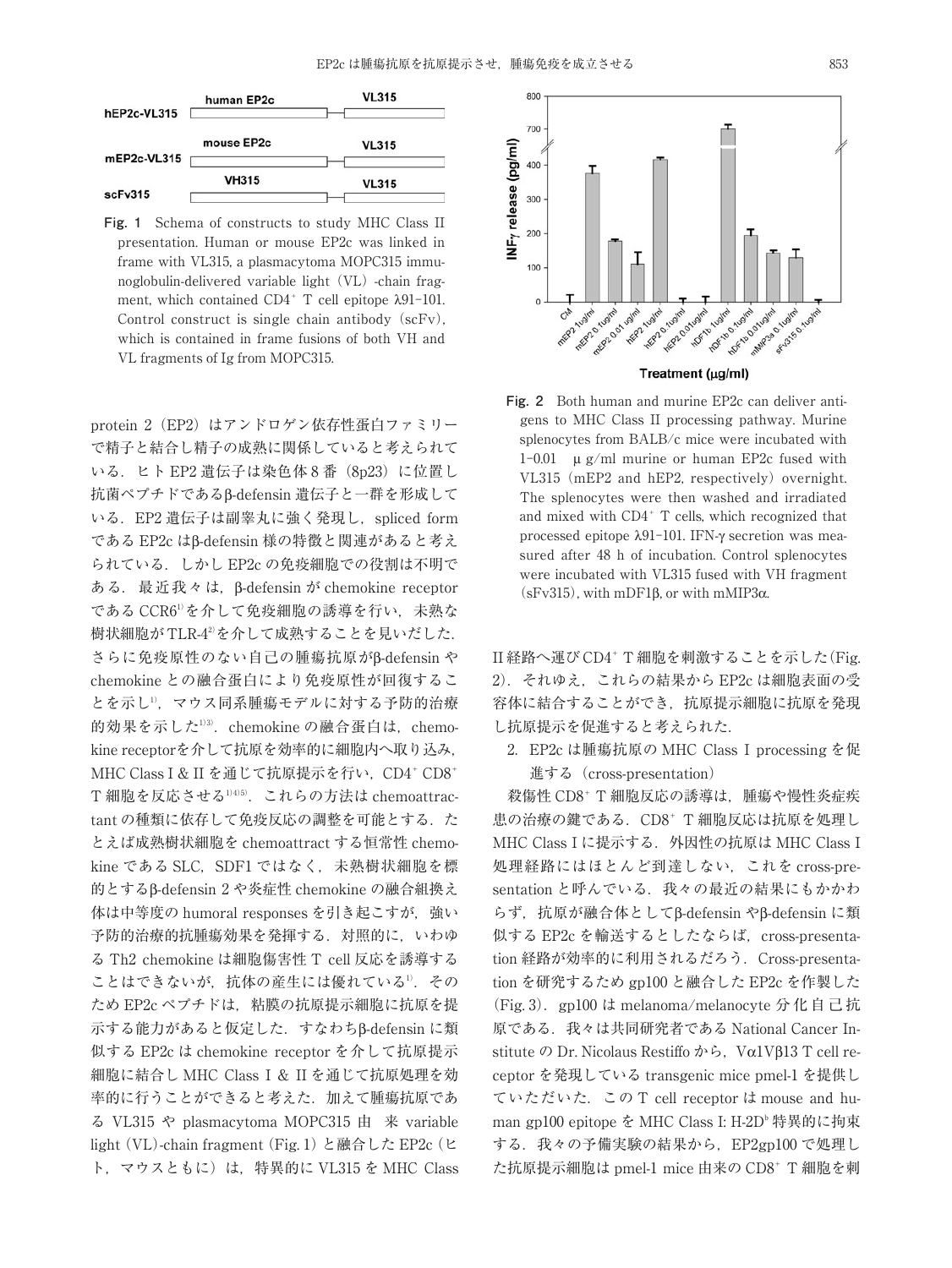hEP2c-VL315 | human EP2c | VL315

mEP2c-VL315 | mouse EP2c | VL315

scFv315 | VH315 | VL315

**Fig. 1** Schema of constructs to study MHC Class II presentation. Human or mouse EP2c was linked in frame with VL315, a plasmacytoma MOPC315 immunoglobulin-delivered variable light (VL)-chain fragment, which contained CD4⁺ T cell epitope λ91-101. Control construct is single chain antibody (scFv), which is contained in frame fusions of both VH and VL fragments of Ig from MOPC315.

**Fig. 2** Both human and murine EP2c can deliver antigens to MHC Class II processing pathway. Murine splenocytes from BALB/c mice were incubated with 1-0.01 μg/ml murine or human EP2c fused with VL315 (mEP2 and hEP2, respectively) overnight. The splenocytes were then washed and irradiated and mixed with CD4⁺ T cells, which recognized that processed epitope λ91-101. IFN-γ secretion was measured after 48 h of incubation. Control splenocytes were incubated with VL315 fused with VH fragment (sFv315), with mDF1β, or with mMIP3α.

protein 2 (EP2) はアンドロゲン依存性蛋白ファミリーで精子と結合し精子の成熟に関係していると考えられている．ヒト EP2 遺伝子は染色体 8 番 (8p23) に位置し抗菌ペプチドであるβ-defensin 遺伝子と一群を形成している．EP2 遺伝子は副睾丸に強く発現し，spliced form である EP2c はβ-defensin 様の特徴と関連があると考えられている．しかし EP2c の免疫細胞での役割は不明である．最近我々は，β-defensin が chemokine receptor である CCR6[1]を介して免疫細胞の誘導を行い，未熟な樹状細胞が TLR-4[2]を介して成熟することを見いだした．さらに免疫原性のない自己の腫瘍抗原がβ-defensin や chemokine との融合蛋白により免疫原性が回復することを示し[1]，マウス同系腫瘍モデルに対する予防的治療的効果を示した[1)3)]．chemokine の融合蛋白は，chemokine receptorを介して抗原を効率的に細胞内へ取り込み，MHC Class I & II を通じて抗原提示を行い，CD4⁺ CD8⁺ T 細胞を反応させる[1)4)5)]．これらの方法は chemoattractant の種類に依存して免疫反応の調整を可能とする．たとえば成熟樹状細胞を chemoattract する恒常性 chemokine である SLC，SDF1 ではなく，未熟樹状細胞を標的とするβ-defensin 2 や炎症性 chemokine の融合組換え体は中等度の humoral responses を引き起こすが，強い予防的治療的抗腫瘍効果を発揮する．対照的に，いわゆる Th2 chemokine は細胞傷害性 T cell 反応を誘導することはできないが，抗体の産生には優れている[1]．そのため EP2c ペプチドは，粘膜の抗原提示細胞に抗原を提示する能力があると仮定した．すなわちβ-defensin に類似する EP2c は chemokine receptor を介して抗原提示細胞に結合し MHC Class I & II を通じて抗原処理を効率的に行うことができると考えた．加えて腫瘍抗原である VL315 や plasmacytoma MOPC315 由 来 variable light (VL)-chain fragment (Fig. 1) と融合した EP2c (ヒト，マウスともに) は，特異的に VL315 を MHC Class II 経路へ運び CD4⁺ T 細胞を刺激することを示した (Fig. 2)．それゆえ，これらの結果から EP2c は細胞表面の受容体に結合することができ，抗原提示細胞に抗原を発現し抗原提示を促進すると考えられた．

2. EP2c は腫瘍抗原の MHC Class I processing を促進する (cross-presentation)

殺傷性 CD8⁺ T 細胞反応の誘導は，腫瘍や慢性炎症疾患の治療の鍵である．CD8⁺ T 細胞反応は抗原を処理し MHC Class I に提示する．外因性の抗原は MHC Class I 処理経路にはほとんど到達しない，これを cross-presentation と呼んでいる．我々の最近の結果にもかかわらず，抗原が融合体としてβ-defensin やβ-defensin に類似する EP2c を輸送するとしたならば，cross-presentation 経路が効率的に利用されるだろう．Cross-presentation を研究するため gp100 と融合した EP2c を作製した (Fig. 3)．gp100 は melanoma/melanocyte 分化自己抗原である．我々は共同研究者である National Cancer Institute の Dr. Nicolaus Restiffo から，Vα1Vβ13 T cell receptor を発現している transgenic mice pmel-1 を提供していただいた．この T cell receptor は mouse and human gp100 epitope を MHC Class I: H-2D$^b$ 特異的に拘束する．我々の予備実験の結果から，EP2gp100 で処理した抗原提示細胞は pmel-1 mice 由来の CD8⁺ T 細胞を刺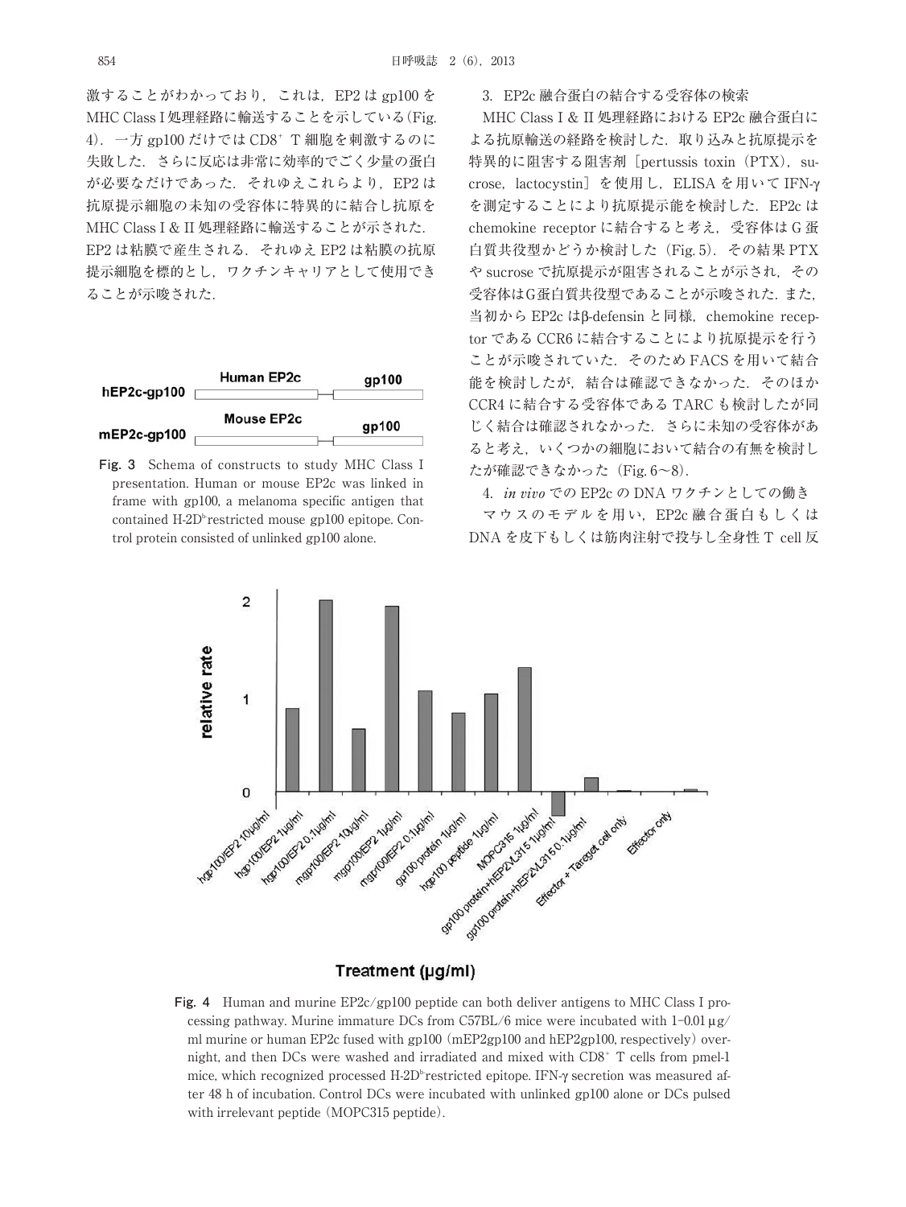激することがわかっており，これは，EP2 は gp100 を MHC Class I 処理経路に輸送することを示している（Fig. 4）．一方 gp100 だけでは $CD8^+$ T 細胞を刺激するのに失敗した．さらに反応は非常に効率的でごく少量の蛋白が必要なだけであった．それゆえこれらより，EP2 は抗原提示細胞の未知の受容体に特異的に結合し抗原を MHC Class I & II 処理経路に輸送することが示された．EP2 は粘膜で産生される．それゆえ EP2 は粘膜の抗原提示細胞を標的とし，ワクチンキャリアとして使用できることが示唆された．

Fig. 3 Schema of constructs to study MHC Class I presentation. Human or mouse EP2c was linked in frame with gp100, a melanoma specific antigen that contained H-$2D^b$ restricted mouse gp100 epitope. Control protein consisted of unlinked gp100 alone.

3. EP2c 融合蛋白の結合する受容体の検索

MHC Class I & II 処理経路における EP2c 融合蛋白による抗原輸送の経路を検討した．取り込みと抗原提示を特異的に阻害する阻害剤［pertussis toxin（PTX），sucrose，lactocystin］を使用し，ELISA を用いて IFN-γ を測定することにより抗原提示能を検討した．EP2c は chemokine receptor に結合すると考え，受容体は G 蛋白質共役型かどうか検討した（Fig. 5）．その結果 PTX や sucrose で抗原提示が阻害されることが示され，その受容体はG蛋白質共役型であることが示唆された．また，当初から EP2c はβ-defensin と同様，chemokine receptor である CCR6 に結合することにより抗原提示を行うことが示唆されていた．そのため FACS を用いて結合能を検討したが，結合は確認できなかった．そのほか CCR4 に結合する受容体である TARC も検討したが同じく結合は確認されなかった．さらに未知の受容体があると考え，いくつかの細胞において結合の有無を検討したが確認できなかった（Fig. 6～8）．

4. *in vivo* での EP2c の DNA ワクチンとしての働き

マウスのモデルを用い，EP2c 融合蛋白もしくは DNA を皮下もしくは筋肉注射で投与し全身性 T cell 反

Fig. 4 Human and murine EP2c/gp100 peptide can both deliver antigens to MHC Class I processing pathway. Murine immature DCs from C57BL/6 mice were incubated with 1–0.01 μg/ml murine or human EP2c fused with gp100 (mEP2gp100 and hEP2gp100, respectively) overnight, and then DCs were washed and irradiated and mixed with $CD8^+$ T cells from pmel-1 mice, which recognized processed H-$2D^b$ restricted epitope. IFN-γ secretion was measured after 48 h of incubation. Control DCs were incubated with unlinked gp100 alone or DCs pulsed with irrelevant peptide (MOPC315 peptide).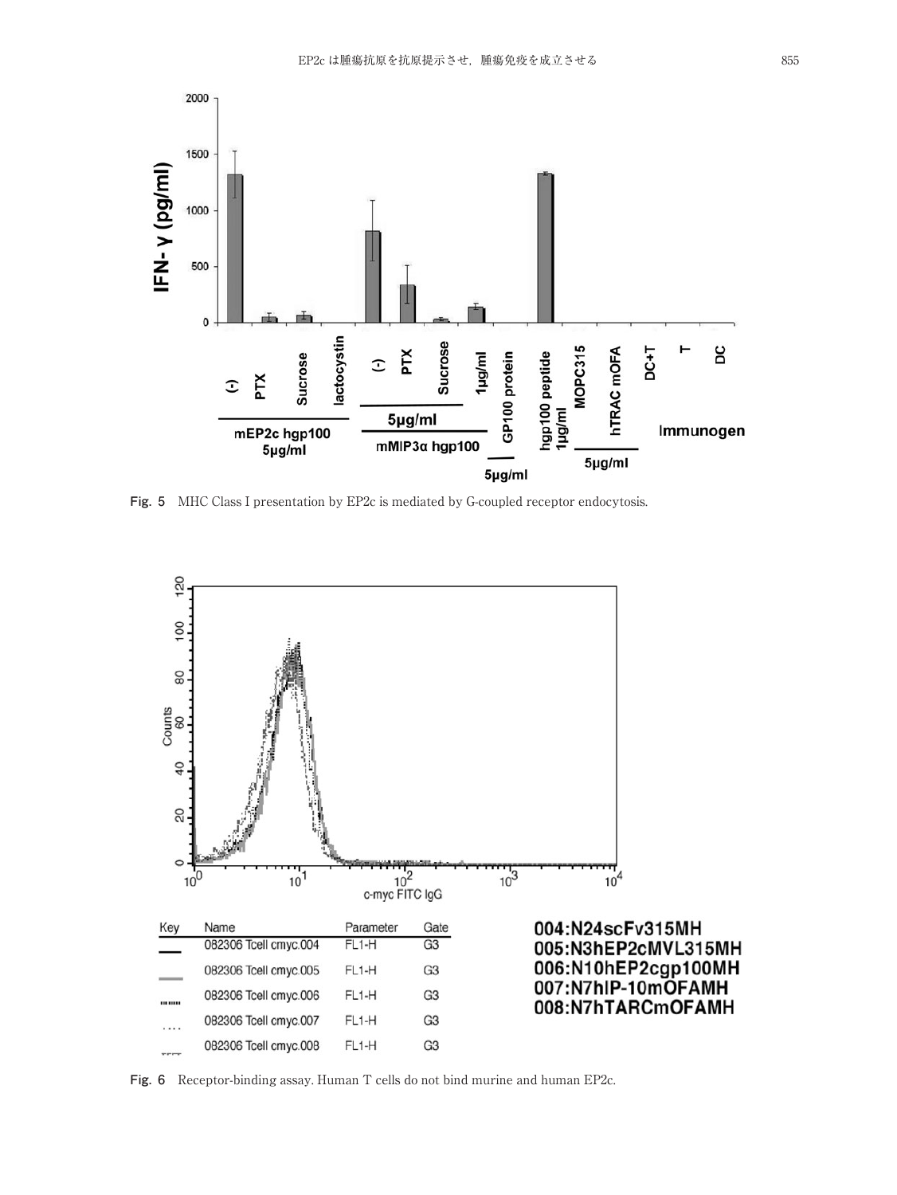Fig. 5　MHC Class I presentation by EP2c is mediated by G-coupled receptor endocytosis.

Fig. 6　Receptor-binding assay. Human T cells do not bind murine and human EP2c.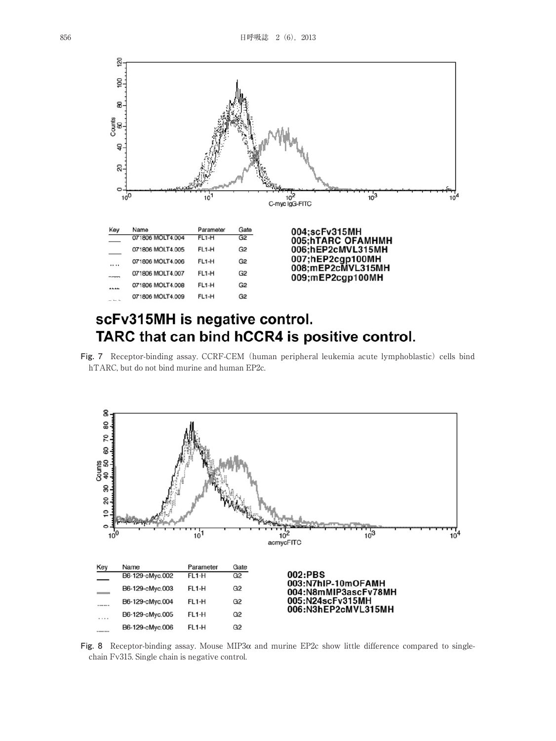| Key | Name | Parameter | Gate |
|---|---|---|---|
| ——— | 071806 MOLT4.004 | FL1-H | G2 |
| ——— | 071806 MOLT4.005 | FL1-H | G2 |
| ….. | 071806 MOLT4.006 | FL1-H | G2 |
| ------ | 071806 MOLT4.007 | FL1-H | G2 |
| ----- | 071806 MOLT4.008 | FL1-H | G2 |
| _ _ _ | 071806 MOLT4.009 | FL1-H | G2 |

004;scFv315MH
005;hTARC OFAMHMH
006;hEP2cMVL315MH
007;hEP2cgp100MH
008;mEP2cMVL315MH
009;mEP2cgp100MH

**scFv315MH is negative control.**
**TARC that can bind hCCR4 is positive control.**

**Fig. 7** Receptor-binding assay. CCRF-CEM（human peripheral leukemia acute lymphoblastic）cells bind hTARC, but do not bind murine and human EP2c.

| Key | Name | Parameter | Gate |
|---|---|---|---|
| ——— | B6-129-cMyc.002 | FL1-H | G2 |
| ——— | B6-129-cMyc.003 | FL1-H | G2 |
| ------ | B6-129-cMyc.004 | FL1-H | G2 |
| ….. | B6-129-cMyc.005 | FL1-H | G2 |
| ------ | B6-129-cMyc.006 | FL1-H | G2 |

002:PBS
003:N7hIP-10mOFAMH
004:N8mMIP3ascFv78MH
005:N24scFv315MH
006:N3hEP2cMVL315MH

**Fig. 8** Receptor-binding assay. Mouse MIP3α and murine EP2c show little difference compared to single-chain Fv315. Single chain is negative control.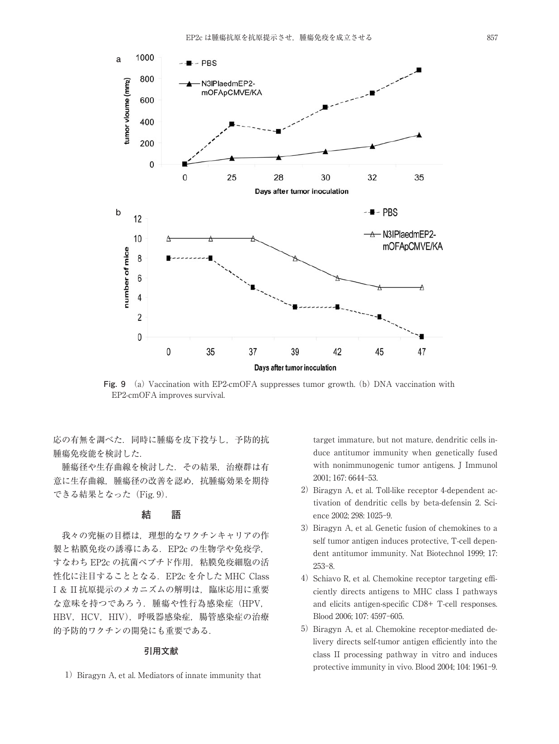a

- PBS
- N3IPlaedmEP2-mOFApCMVE/KA

tumor vloume (mm²)

1000
800
600
400
200
0

0 25 28 30 32 35

Days after tumor inoculation

b

- PBS
- N3IPlaedmEP2-mOFApCMVE/KA

number of mice

12
10
8
6
4
2
0

0 35 37 39 42 45 47

Days after tumor inoculation

**Fig. 9** (a) Vaccination with EP2-cmOFA suppresses tumor growth. (b) DNA vaccination with EP2-cmOFA improves survival.

応の有無を調べた．同時に腫瘍を皮下投与し，予防的抗腫瘍免疫能を検討した．

腫瘍径や生存曲線を検討した．その結果，治療群は有意に生存曲線，腫瘍径の改善を認め，抗腫瘍効果を期待できる結果となった（Fig. 9）．

## 結　語

我々の究極の目標は，理想的なワクチンキャリアの作製と粘膜免疫の誘導にある．EP2c の生物学や免疫学，すなわち EP2c の抗菌ペプチド作用，粘膜免疫細胞の活性化に注目することとなる．EP2c を介した MHC Class I & II 抗原提示のメカニズムの解明は，臨床応用に重要な意味を持つであろう．腫瘍や性行為感染症（HPV，HBV，HCV，HIV），呼吸器感染症，腸管感染症の治療的予防的ワクチンの開発にも重要である．

## 引用文献

1) Biragyn A, et al. Mediators of innate immunity that target immature, but not mature, dendritic cells induce antitumor immunity when genetically fused with nonimmunogenic tumor antigens. J Immunol 2001; 167: 6644–53.
2) Biragyn A, et al. Toll-like receptor 4-dependent activation of dendritic cells by beta-defensin 2. Science 2002; 298: 1025–9.
3) Biragyn A, et al. Genetic fusion of chemokines to a self tumor antigen induces protective, T-cell dependent antitumor immunity. Nat Biotechnol 1999; 17: 253–8.
4) Schiavo R, et al. Chemokine receptor targeting efficiently directs antigens to MHC class I pathways and elicits antigen-specific CD8+ T-cell responses. Blood 2006; 107: 4597–605.
5) Biragyn A, et al. Chemokine receptor-mediated delivery directs self-tumor antigen efficiently into the class II processing pathway in vitro and induces protective immunity in vivo. Blood 2004; 104: 1961–9.